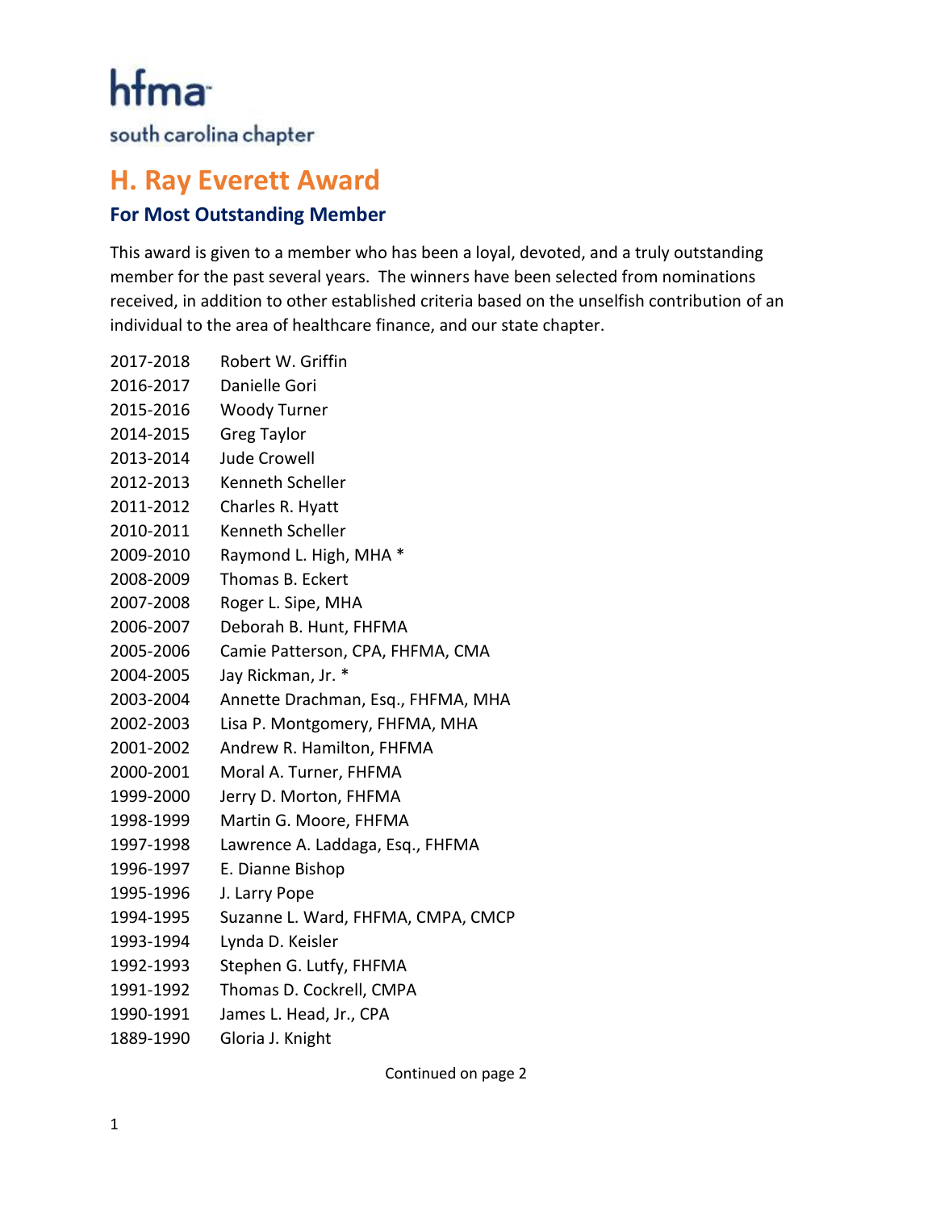hfma

south carolina chapter

# H. Ray Everett Award

## For Most Outstanding Member

This award is given to a member who has been a loyal, devoted, and a truly outstanding member for the past several years. The winners have been selected from nominations received, in addition to other established criteria based on the unselfish contribution of an individual to the area of healthcare finance, and our state chapter.

| | |
|---|---|
| 2017-2018 | Robert W. Griffin |
| 2016-2017 | Danielle Gori |
| 2015-2016 | Woody Turner |
| 2014-2015 | Greg Taylor |
| 2013-2014 | Jude Crowell |
| 2012-2013 | Kenneth Scheller |
| 2011-2012 | Charles R. Hyatt |
| 2010-2011 | Kenneth Scheller |
| 2009-2010 | Raymond L. High, MHA * |
| 2008-2009 | Thomas B. Eckert |
| 2007-2008 | Roger L. Sipe, MHA |
| 2006-2007 | Deborah B. Hunt, FHFMA |
| 2005-2006 | Camie Patterson, CPA, FHFMA, CMA |
| 2004-2005 | Jay Rickman, Jr. * |
| 2003-2004 | Annette Drachman, Esq., FHFMA, MHA |
| 2002-2003 | Lisa P. Montgomery, FHFMA, MHA |
| 2001-2002 | Andrew R. Hamilton, FHFMA |
| 2000-2001 | Moral A. Turner, FHFMA |
| 1999-2000 | Jerry D. Morton, FHFMA |
| 1998-1999 | Martin G. Moore, FHFMA |
| 1997-1998 | Lawrence A. Laddaga, Esq., FHFMA |
| 1996-1997 | E. Dianne Bishop |
| 1995-1996 | J. Larry Pope |
| 1994-1995 | Suzanne L. Ward, FHFMA, CMPA, CMCP |
| 1993-1994 | Lynda D. Keisler |
| 1992-1993 | Stephen G. Lutfy, FHFMA |
| 1991-1992 | Thomas D. Cockrell, CMPA |
| 1990-1991 | James L. Head, Jr., CPA |
| 1889-1990 | Gloria J. Knight |

Continued on page 2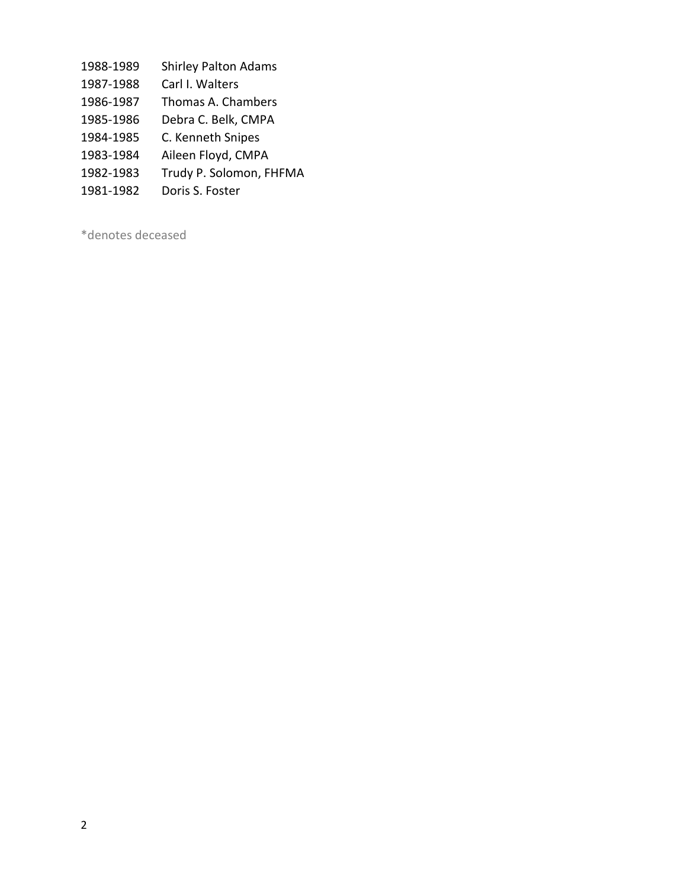1988-1989 Shirley Palton Adams
1987-1988 Carl I. Walters
1986-1987 Thomas A. Chambers
1985-1986 Debra C. Belk, CMPA
1984-1985 C. Kenneth Snipes
1983-1984 Aileen Floyd, CMPA
1982-1983 Trudy P. Solomon, FHFMA
1981-1982 Doris S. Foster

*denotes deceased